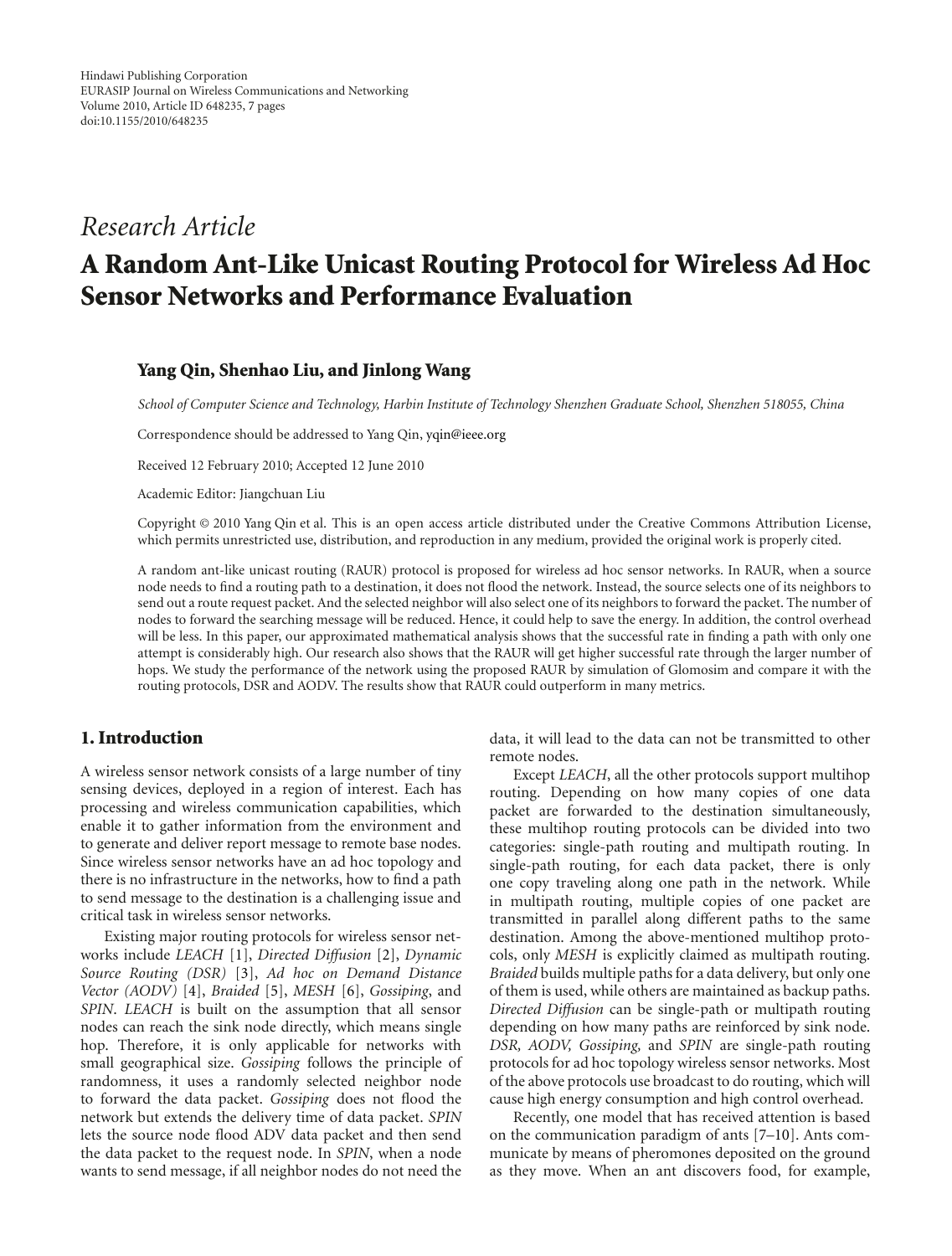Hindawi Publishing Corporation
EURASIP Journal on Wireless Communications and Networking
Volume 2010, Article ID 648235, 7 pages
doi:10.1155/2010/648235

*Research Article*

# A Random Ant-Like Unicast Routing Protocol for Wireless Ad Hoc Sensor Networks and Performance Evaluation

**Yang Qin, Shenhao Liu, and Jinlong Wang**

*School of Computer Science and Technology, Harbin Institute of Technology Shenzhen Graduate School, Shenzhen 518055, China*

Correspondence should be addressed to Yang Qin, yqin@ieee.org

Received 12 February 2010; Accepted 12 June 2010

Academic Editor: Jiangchuan Liu

Copyright © 2010 Yang Qin et al. This is an open access article distributed under the Creative Commons Attribution License, which permits unrestricted use, distribution, and reproduction in any medium, provided the original work is properly cited.

A random ant-like unicast routing (RAUR) protocol is proposed for wireless ad hoc sensor networks. In RAUR, when a source node needs to find a routing path to a destination, it does not flood the network. Instead, the source selects one of its neighbors to send out a route request packet. And the selected neighbor will also select one of its neighbors to forward the packet. The number of nodes to forward the searching message will be reduced. Hence, it could help to save the energy. In addition, the control overhead will be less. In this paper, our approximated mathematical analysis shows that the successful rate in finding a path with only one attempt is considerably high. Our research also shows that the RAUR will get higher successful rate through the larger number of hops. We study the performance of the network using the proposed RAUR by simulation of Glomosim and compare it with the routing protocols, DSR and AODV. The results show that RAUR could outperform in many metrics.

## 1. Introduction

A wireless sensor network consists of a large number of tiny sensing devices, deployed in a region of interest. Each has processing and wireless communication capabilities, which enable it to gather information from the environment and to generate and deliver report message to remote base nodes. Since wireless sensor networks have an ad hoc topology and there is no infrastructure in the networks, how to find a path to send message to the destination is a challenging issue and critical task in wireless sensor networks.

Existing major routing protocols for wireless sensor networks include *LEACH* [1], *Directed Diffusion* [2], *Dynamic Source Routing (DSR)* [3], *Ad hoc on Demand Distance Vector (AODV)* [4], *Braided* [5], *MESH* [6], *Gossiping*, and *SPIN*. *LEACH* is built on the assumption that all sensor nodes can reach the sink node directly, which means single hop. Therefore, it is only applicable for networks with small geographical size. *Gossiping* follows the principle of randomness, it uses a randomly selected neighbor node to forward the data packet. *Gossiping* does not flood the network but extends the delivery time of data packet. *SPIN* lets the source node flood ADV data packet and then send the data packet to the request node. In *SPIN*, when a node wants to send message, if all neighbor nodes do not need the data, it will lead to the data can not be transmitted to other remote nodes.

Except *LEACH*, all the other protocols support multihop routing. Depending on how many copies of one data packet are forwarded to the destination simultaneously, these multihop routing protocols can be divided into two categories: single-path routing and multipath routing. In single-path routing, for each data packet, there is only one copy traveling along one path in the network. While in multipath routing, multiple copies of one packet are transmitted in parallel along different paths to the same destination. Among the above-mentioned multihop protocols, only *MESH* is explicitly claimed as multipath routing. *Braided* builds multiple paths for a data delivery, but only one of them is used, while others are maintained as backup paths. *Directed Diffusion* can be single-path or multipath routing depending on how many paths are reinforced by sink node. *DSR, AODV, Gossiping,* and *SPIN* are single-path routing protocols for ad hoc topology wireless sensor networks. Most of the above protocols use broadcast to do routing, which will cause high energy consumption and high control overhead.

Recently, one model that has received attention is based on the communication paradigm of ants [7–10]. Ants communicate by means of pheromones deposited on the ground as they move. When an ant discovers food, for example,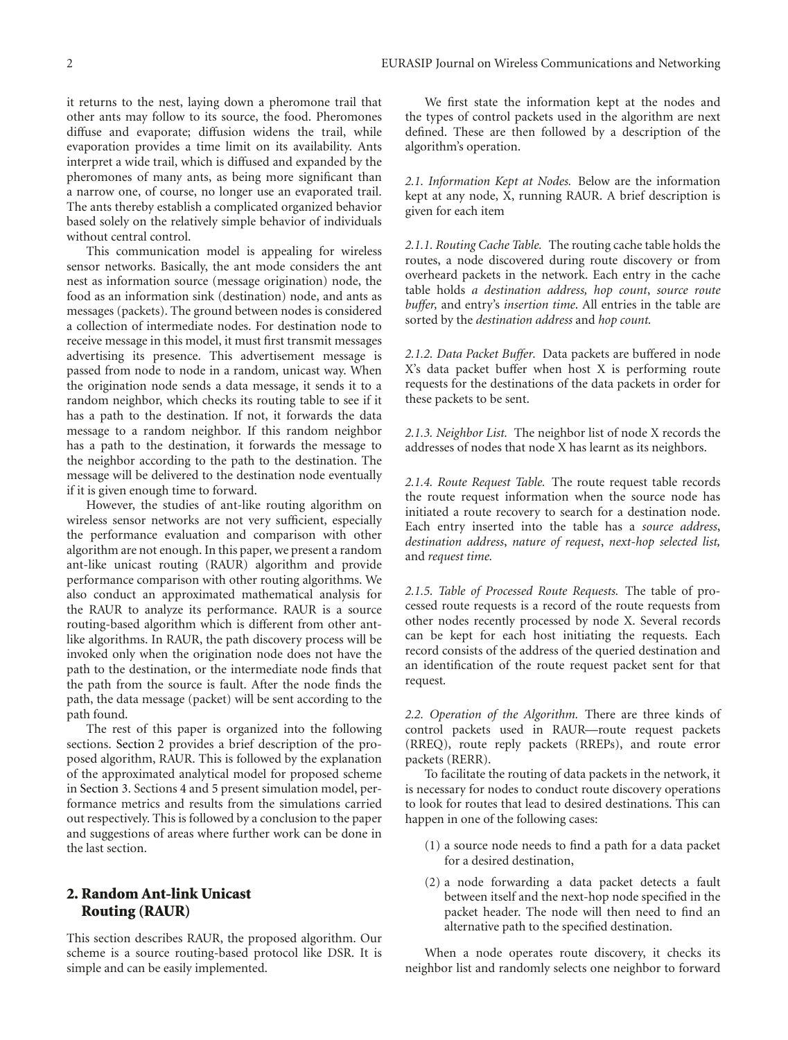it returns to the nest, laying down a pheromone trail that other ants may follow to its source, the food. Pheromones diffuse and evaporate; diffusion widens the trail, while evaporation provides a time limit on its availability. Ants interpret a wide trail, which is diffused and expanded by the pheromones of many ants, as being more significant than a narrow one, of course, no longer use an evaporated trail. The ants thereby establish a complicated organized behavior based solely on the relatively simple behavior of individuals without central control.

This communication model is appealing for wireless sensor networks. Basically, the ant mode considers the ant nest as information source (message origination) node, the food as an information sink (destination) node, and ants as messages (packets). The ground between nodes is considered a collection of intermediate nodes. For destination node to receive message in this model, it must first transmit messages advertising its presence. This advertisement message is passed from node to node in a random, unicast way. When the origination node sends a data message, it sends it to a random neighbor, which checks its routing table to see if it has a path to the destination. If not, it forwards the data message to a random neighbor. If this random neighbor has a path to the destination, it forwards the message to the neighbor according to the path to the destination. The message will be delivered to the destination node eventually if it is given enough time to forward.

However, the studies of ant-like routing algorithm on wireless sensor networks are not very sufficient, especially the performance evaluation and comparison with other algorithm are not enough. In this paper, we present a random ant-like unicast routing (RAUR) algorithm and provide performance comparison with other routing algorithms. We also conduct an approximated mathematical analysis for the RAUR to analyze its performance. RAUR is a source routing-based algorithm which is different from other ant-like algorithms. In RAUR, the path discovery process will be invoked only when the origination node does not have the path to the destination, or the intermediate node finds that the path from the source is fault. After the node finds the path, the data message (packet) will be sent according to the path found.

The rest of this paper is organized into the following sections. Section 2 provides a brief description of the proposed algorithm, RAUR. This is followed by the explanation of the approximated analytical model for proposed scheme in Section 3. Sections 4 and 5 present simulation model, performance metrics and results from the simulations carried out respectively. This is followed by a conclusion to the paper and suggestions of areas where further work can be done in the last section.

## 2. Random Ant-link Unicast Routing (RAUR)

This section describes RAUR, the proposed algorithm. Our scheme is a source routing-based protocol like DSR. It is simple and can be easily implemented.

We first state the information kept at the nodes and the types of control packets used in the algorithm are next defined. These are then followed by a description of the algorithm's operation.

*2.1. Information Kept at Nodes.* Below are the information kept at any node, X, running RAUR. A brief description is given for each item

*2.1.1. Routing Cache Table.* The routing cache table holds the routes, a node discovered during route discovery or from overheard packets in the network. Each entry in the cache table holds *a destination address, hop count*, *source route buffer,* and entry's *insertion time*. All entries in the table are sorted by the *destination address* and *hop count.*

*2.1.2. Data Packet Buffer.* Data packets are buffered in node X's data packet buffer when host X is performing route requests for the destinations of the data packets in order for these packets to be sent.

*2.1.3. Neighbor List.* The neighbor list of node X records the addresses of nodes that node X has learnt as its neighbors.

*2.1.4. Route Request Table.* The route request table records the route request information when the source node has initiated a route recovery to search for a destination node. Each entry inserted into the table has a *source address*, *destination address*, *nature of request*, *next-hop selected list,* and *request time.*

*2.1.5. Table of Processed Route Requests.* The table of processed route requests is a record of the route requests from other nodes recently processed by node X. Several records can be kept for each host initiating the requests. Each record consists of the address of the queried destination and an identification of the route request packet sent for that request.

*2.2. Operation of the Algorithm.* There are three kinds of control packets used in RAUR—route request packets (RREQ), route reply packets (RREPs), and route error packets (RERR).

To facilitate the routing of data packets in the network, it is necessary for nodes to conduct route discovery operations to look for routes that lead to desired destinations. This can happen in one of the following cases:

(1) a source node needs to find a path for a data packet for a desired destination,

(2) a node forwarding a data packet detects a fault between itself and the next-hop node specified in the packet header. The node will then need to find an alternative path to the specified destination.

When a node operates route discovery, it checks its neighbor list and randomly selects one neighbor to forward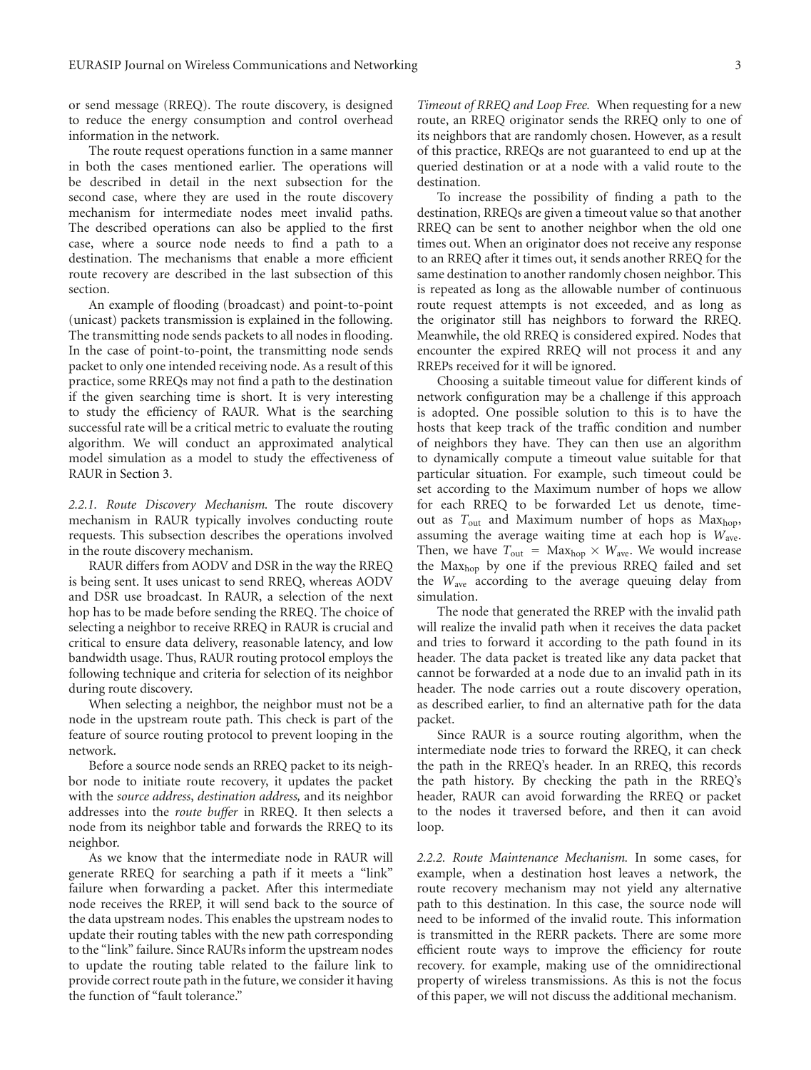or send message (RREQ). The route discovery, is designed to reduce the energy consumption and control overhead information in the network.

The route request operations function in a same manner in both the cases mentioned earlier. The operations will be described in detail in the next subsection for the second case, where they are used in the route discovery mechanism for intermediate nodes meet invalid paths. The described operations can also be applied to the first case, where a source node needs to find a path to a destination. The mechanisms that enable a more efficient route recovery are described in the last subsection of this section.

An example of flooding (broadcast) and point-to-point (unicast) packets transmission is explained in the following. The transmitting node sends packets to all nodes in flooding. In the case of point-to-point, the transmitting node sends packet to only one intended receiving node. As a result of this practice, some RREQs may not find a path to the destination if the given searching time is short. It is very interesting to study the efficiency of RAUR. What is the searching successful rate will be a critical metric to evaluate the routing algorithm. We will conduct an approximated analytical model simulation as a model to study the effectiveness of RAUR in Section 3.

*2.2.1. Route Discovery Mechanism.* The route discovery mechanism in RAUR typically involves conducting route requests. This subsection describes the operations involved in the route discovery mechanism.

RAUR differs from AODV and DSR in the way the RREQ is being sent. It uses unicast to send RREQ, whereas AODV and DSR use broadcast. In RAUR, a selection of the next hop has to be made before sending the RREQ. The choice of selecting a neighbor to receive RREQ in RAUR is crucial and critical to ensure data delivery, reasonable latency, and low bandwidth usage. Thus, RAUR routing protocol employs the following technique and criteria for selection of its neighbor during route discovery.

When selecting a neighbor, the neighbor must not be a node in the upstream route path. This check is part of the feature of source routing protocol to prevent looping in the network.

Before a source node sends an RREQ packet to its neighbor node to initiate route recovery, it updates the packet with the *source address*, *destination address,* and its neighbor addresses into the *route buffer* in RREQ. It then selects a node from its neighbor table and forwards the RREQ to its neighbor.

As we know that the intermediate node in RAUR will generate RREQ for searching a path if it meets a "link" failure when forwarding a packet. After this intermediate node receives the RREP, it will send back to the source of the data upstream nodes. This enables the upstream nodes to update their routing tables with the new path corresponding to the "link" failure. Since RAURs inform the upstream nodes to update the routing table related to the failure link to provide correct route path in the future, we consider it having the function of "fault tolerance."

*Timeout of RREQ and Loop Free.* When requesting for a new route, an RREQ originator sends the RREQ only to one of its neighbors that are randomly chosen. However, as a result of this practice, RREQs are not guaranteed to end up at the queried destination or at a node with a valid route to the destination.

To increase the possibility of finding a path to the destination, RREQs are given a timeout value so that another RREQ can be sent to another neighbor when the old one times out. When an originator does not receive any response to an RREQ after it times out, it sends another RREQ for the same destination to another randomly chosen neighbor. This is repeated as long as the allowable number of continuous route request attempts is not exceeded, and as long as the originator still has neighbors to forward the RREQ. Meanwhile, the old RREQ is considered expired. Nodes that encounter the expired RREQ will not process it and any RREPs received for it will be ignored.

Choosing a suitable timeout value for different kinds of network configuration may be a challenge if this approach is adopted. One possible solution to this is to have the hosts that keep track of the traffic condition and number of neighbors they have. They can then use an algorithm to dynamically compute a timeout value suitable for that particular situation. For example, such timeout could be set according to the Maximum number of hops we allow for each RREQ to be forwarded Let us denote, timeout as $T_{\text{out}}$ and Maximum number of hops as $\text{Max}_{\text{hop}}$, assuming the average waiting time at each hop is $W_{\text{ave}}$. Then, we have $T_{\text{out}} = \text{Max}_{\text{hop}} \times W_{\text{ave}}$. We would increase the $\text{Max}_{\text{hop}}$ by one if the previous RREQ failed and set the $W_{\text{ave}}$ according to the average queuing delay from simulation.

The node that generated the RREP with the invalid path will realize the invalid path when it receives the data packet and tries to forward it according to the path found in its header. The data packet is treated like any data packet that cannot be forwarded at a node due to an invalid path in its header. The node carries out a route discovery operation, as described earlier, to find an alternative path for the data packet.

Since RAUR is a source routing algorithm, when the intermediate node tries to forward the RREQ, it can check the path in the RREQ's header. In an RREQ, this records the path history. By checking the path in the RREQ's header, RAUR can avoid forwarding the RREQ or packet to the nodes it traversed before, and then it can avoid loop.

*2.2.2. Route Maintenance Mechanism.* In some cases, for example, when a destination host leaves a network, the route recovery mechanism may not yield any alternative path to this destination. In this case, the source node will need to be informed of the invalid route. This information is transmitted in the RERR packets. There are some more efficient route ways to improve the efficiency for route recovery. for example, making use of the omnidirectional property of wireless transmissions. As this is not the focus of this paper, we will not discuss the additional mechanism.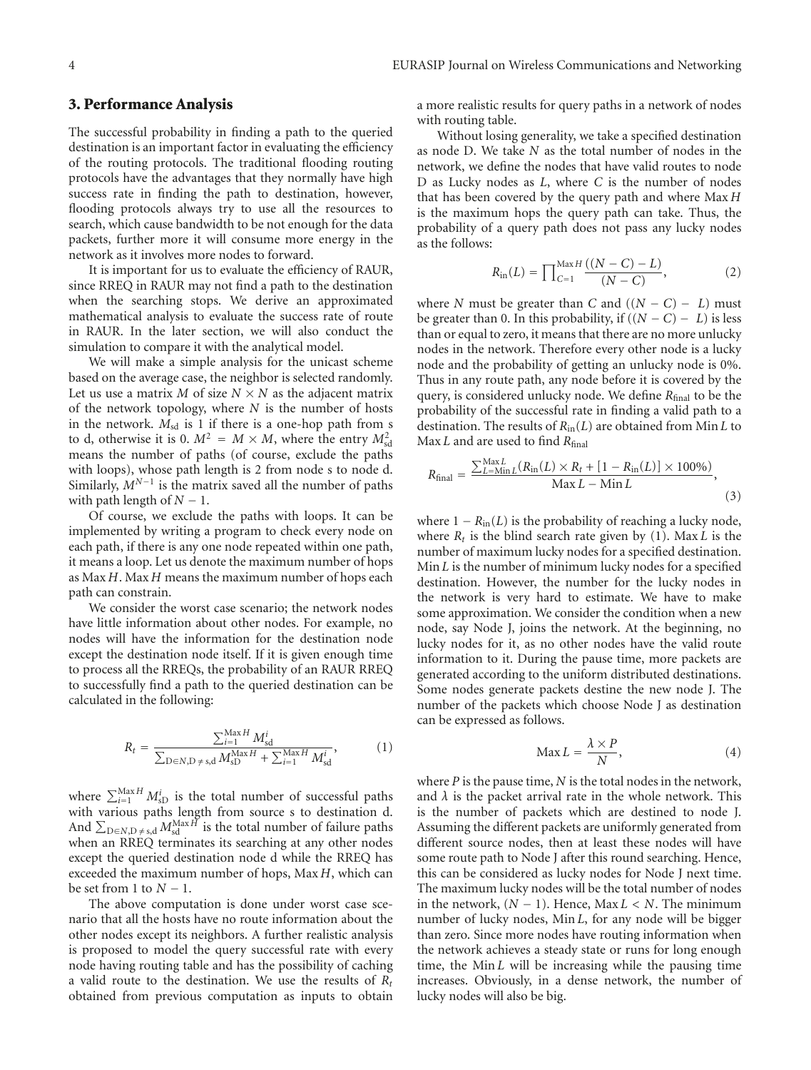## 3. Performance Analysis

The successful probability in finding a path to the queried destination is an important factor in evaluating the efficiency of the routing protocols. The traditional flooding routing protocols have the advantages that they normally have high success rate in finding the path to destination, however, flooding protocols always try to use all the resources to search, which cause bandwidth to be not enough for the data packets, further more it will consume more energy in the network as it involves more nodes to forward.

It is important for us to evaluate the efficiency of RAUR, since RREQ in RAUR may not find a path to the destination when the searching stops. We derive an approximated mathematical analysis to evaluate the success rate of route in RAUR. In the later section, we will also conduct the simulation to compare it with the analytical model.

We will make a simple analysis for the unicast scheme based on the average case, the neighbor is selected randomly. Let us use a matrix $M$ of size $N \times N$ as the adjacent matrix of the network topology, where $N$ is the number of hosts in the network. $M_{\text{sd}}$ is 1 if there is a one-hop path from s to d, otherwise it is 0. $M^2 = M \times M$, where the entry $M^2_{\text{sd}}$ means the number of paths (of course, exclude the paths with loops), whose path length is 2 from node s to node d. Similarly, $M^{N-1}$ is the matrix saved all the number of paths with path length of $N - 1$.

Of course, we exclude the paths with loops. It can be implemented by writing a program to check every node on each path, if there is any one node repeated within one path, it means a loop. Let us denote the maximum number of hops as $\text{Max}\,H$. $\text{Max}\,H$ means the maximum number of hops each path can constrain.

We consider the worst case scenario; the network nodes have little information about other nodes. For example, no nodes will have the information for the destination node except the destination node itself. If it is given enough time to process all the RREQs, the probability of an RAUR RREQ to successfully find a path to the queried destination can be calculated in the following:

$$R_t = \frac{\sum_{i=1}^{\text{Max}\,H} M^i_{\text{sd}}}{\sum_{\text{D}\in N,\text{D}\neq \text{s,d}} M^{\text{Max}\,H}_{\text{sD}} + \sum_{i=1}^{\text{Max}\,H} M^i_{\text{sd}}}, \tag{1}$$

where $\sum_{i=1}^{\text{Max}\,H} M^i_{\text{sD}}$ is the total number of successful paths with various paths length from source s to destination d. And $\sum_{\text{D}\in N,\text{D}\neq \text{s,d}} M^{\text{Max}\,H}_{\text{sd}}$ is the total number of failure paths when an RREQ terminates its searching at any other nodes except the queried destination node d while the RREQ has exceeded the maximum number of hops, $\text{Max}\,H$, which can be set from 1 to $N - 1$.

The above computation is done under worst case scenario that all the hosts have no route information about the other nodes except its neighbors. A further realistic analysis is proposed to model the query successful rate with every node having routing table and has the possibility of caching a valid route to the destination. We use the results of $R_t$ obtained from previous computation as inputs to obtain a more realistic results for query paths in a network of nodes with routing table.

Without losing generality, we take a specified destination as node D. We take $N$ as the total number of nodes in the network, we define the nodes that have valid routes to node D as Lucky nodes as $L$, where $C$ is the number of nodes that has been covered by the query path and where $\text{Max}\,H$ is the maximum hops the query path can take. Thus, the probability of a query path does not pass any lucky nodes as the follows:

$$R_{\text{in}}(L) = \prod_{C=1}^{\text{Max}\,H} \frac{((N-C)-L)}{(N-C)}, \tag{2}$$

where $N$ must be greater than $C$ and $((N - C) - L)$ must be greater than 0. In this probability, if $((N - C) - L)$ is less than or equal to zero, it means that there are no more unlucky nodes in the network. Therefore every other node is a lucky node and the probability of getting an unlucky node is 0%. Thus in any route path, any node before it is covered by the query, is considered unlucky node. We define $R_{\text{final}}$ to be the probability of the successful rate in finding a valid path to a destination. The results of $R_{\text{in}}(L)$ are obtained from $\text{Min}\,L$ to $\text{Max}\,L$ and are used to find $R_{\text{final}}$

$$R_{\text{final}} = \frac{\sum_{L=\text{Min}\,L}^{\text{Max}\,L} (R_{\text{in}}(L) \times R_t + [1 - R_{\text{in}}(L)] \times 100\%)}{\text{Max}\,L - \text{Min}\,L}, \tag{3}$$

where $1 - R_{\text{in}}(L)$ is the probability of reaching a lucky node, where $R_t$ is the blind search rate given by (1). $\text{Max}\,L$ is the number of maximum lucky nodes for a specified destination. $\text{Min}\,L$ is the number of minimum lucky nodes for a specified destination. However, the number for the lucky nodes in the network is very hard to estimate. We have to make some approximation. We consider the condition when a new node, say Node J, joins the network. At the beginning, no lucky nodes for it, as no other nodes have the valid route information to it. During the pause time, more packets are generated according to the uniform distributed destinations. Some nodes generate packets destine the new node J. The number of the packets which choose Node J as destination can be expressed as follows.

$$\text{Max}\,L = \frac{\lambda \times P}{N}, \tag{4}$$

where $P$ is the pause time, $N$ is the total nodes in the network, and $\lambda$ is the packet arrival rate in the whole network. This is the number of packets which are destined to node J. Assuming the different packets are uniformly generated from different source nodes, then at least these nodes will have some route path to Node J after this round searching. Hence, this can be considered as lucky nodes for Node J next time. The maximum lucky nodes will be the total number of nodes in the network, $(N - 1)$. Hence, $\text{Max}\,L < N$. The minimum number of lucky nodes, $\text{Min}\,L$, for any node will be bigger than zero. Since more nodes have routing information when the network achieves a steady state or runs for long enough time, the $\text{Min}\,L$ will be increasing while the pausing time increases. Obviously, in a dense network, the number of lucky nodes will also be big.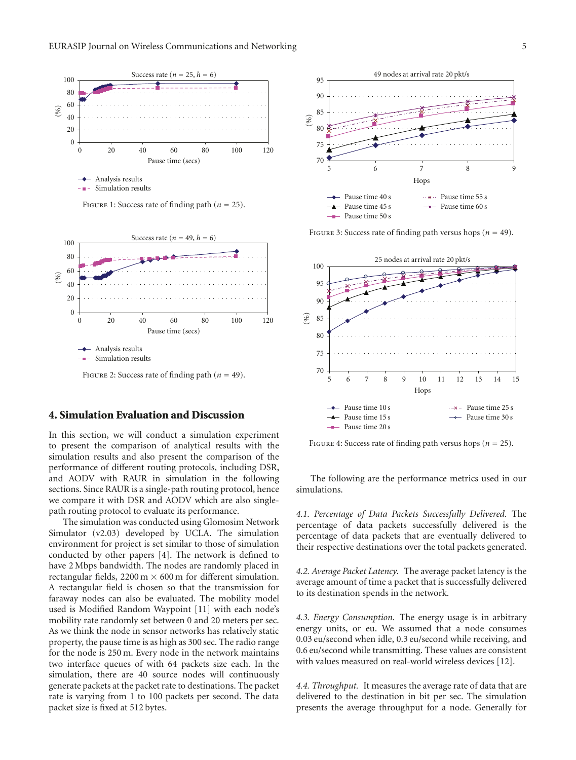Figure 1: Success rate of finding path ($n = 25$).

Figure 2: Success rate of finding path ($n = 49$).

Figure 3: Success rate of finding path versus hops ($n = 49$).

Figure 4: Success rate of finding path versus hops ($n = 25$).

## 4. Simulation Evaluation and Discussion

In this section, we will conduct a simulation experiment to present the comparison of analytical results with the simulation results and also present the comparison of the performance of different routing protocols, including DSR, and AODV with RAUR in simulation in the following sections. Since RAUR is a single-path routing protocol, hence we compare it with DSR and AODV which are also single-path routing protocol to evaluate its performance.

The simulation was conducted using Glomosim Network Simulator (v2.03) developed by UCLA. The simulation environment for project is set similar to those of simulation conducted by other papers [4]. The network is defined to have 2 Mbps bandwidth. The nodes are randomly placed in rectangular fields, 2200 m × 600 m for different simulation. A rectangular field is chosen so that the transmission for faraway nodes can also be evaluated. The mobility model used is Modified Random Waypoint [11] with each node's mobility rate randomly set between 0 and 20 meters per sec. As we think the node in sensor networks has relatively static property, the pause time is as high as 300 sec. The radio range for the node is 250 m. Every node in the network maintains two interface queues of with 64 packets size each. In the simulation, there are 40 source nodes will continuously generate packets at the packet rate to destinations. The packet rate is varying from 1 to 100 packets per second. The data packet size is fixed at 512 bytes.

The following are the performance metrics used in our simulations.

*4.1. Percentage of Data Packets Successfully Delivered.* The percentage of data packets successfully delivered is the percentage of data packets that are eventually delivered to their respective destinations over the total packets generated.

*4.2. Average Packet Latency.* The average packet latency is the average amount of time a packet that is successfully delivered to its destination spends in the network.

*4.3. Energy Consumption.* The energy usage is in arbitrary energy units, or eu. We assumed that a node consumes 0.03 eu/second when idle, 0.3 eu/second while receiving, and 0.6 eu/second while transmitting. These values are consistent with values measured on real-world wireless devices [12].

*4.4. Throughput.* It measures the average rate of data that are delivered to the destination in bit per sec. The simulation presents the average throughput for a node. Generally for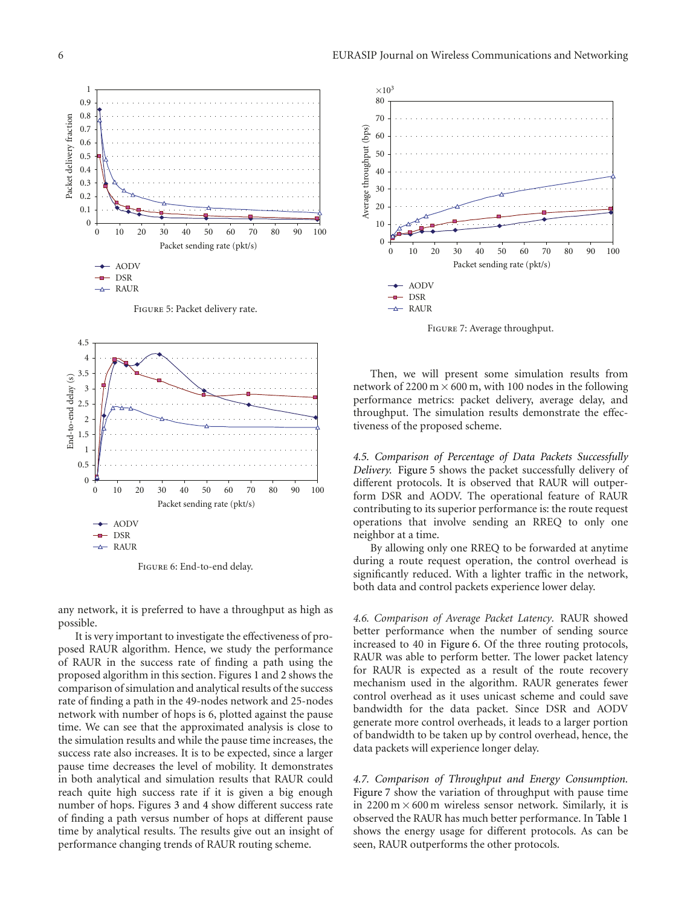Figure 5: Packet delivery rate.

Figure 6: End-to-end delay.

any network, it is preferred to have a throughput as high as possible.

It is very important to investigate the effectiveness of proposed RAUR algorithm. Hence, we study the performance of RAUR in the success rate of finding a path using the proposed algorithm in this section. Figures 1 and 2 shows the comparison of simulation and analytical results of the success rate of finding a path in the 49-nodes network and 25-nodes network with number of hops is 6, plotted against the pause time. We can see that the approximated analysis is close to the simulation results and while the pause time increases, the success rate also increases. It is to be expected, since a larger pause time decreases the level of mobility. It demonstrates in both analytical and simulation results that RAUR could reach quite high success rate if it is given a big enough number of hops. Figures 3 and 4 show different success rate of finding a path versus number of hops at different pause time by analytical results. The results give out an insight of performance changing trends of RAUR routing scheme.

Figure 7: Average throughput.

Then, we will present some simulation results from network of 2200 m × 600 m, with 100 nodes in the following performance metrics: packet delivery, average delay, and throughput. The simulation results demonstrate the effectiveness of the proposed scheme.

*4.5. Comparison of Percentage of Data Packets Successfully Delivery.* Figure 5 shows the packet successfully delivery of different protocols. It is observed that RAUR will outperform DSR and AODV. The operational feature of RAUR contributing to its superior performance is: the route request operations that involve sending an RREQ to only one neighbor at a time.

By allowing only one RREQ to be forwarded at anytime during a route request operation, the control overhead is significantly reduced. With a lighter traffic in the network, both data and control packets experience lower delay.

*4.6. Comparison of Average Packet Latency.* RAUR showed better performance when the number of sending source increased to 40 in Figure 6. Of the three routing protocols, RAUR was able to perform better. The lower packet latency for RAUR is expected as a result of the route recovery mechanism used in the algorithm. RAUR generates fewer control overhead as it uses unicast scheme and could save bandwidth for the data packet. Since DSR and AODV generate more control overheads, it leads to a larger portion of bandwidth to be taken up by control overhead, hence, the data packets will experience longer delay.

*4.7. Comparison of Throughput and Energy Consumption.* Figure 7 show the variation of throughput with pause time in 2200 m × 600 m wireless sensor network. Similarly, it is observed the RAUR has much better performance. In Table 1 shows the energy usage for different protocols. As can be seen, RAUR outperforms the other protocols.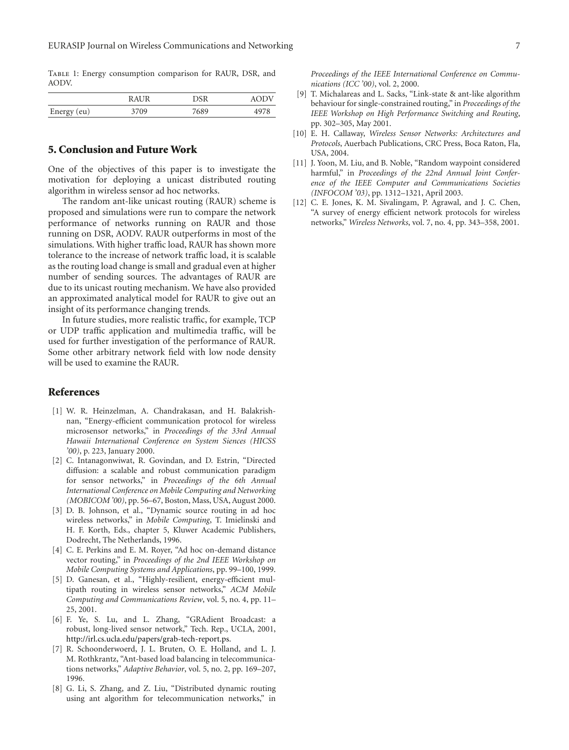Table 1: Energy consumption comparison for RAUR, DSR, and AODV.

| | RAUR | DSR | AODV |
|---|---|---|---|
| Energy (eu) | 3709 | 7689 | 4978 |

## 5. Conclusion and Future Work

One of the objectives of this paper is to investigate the motivation for deploying a unicast distributed routing algorithm in wireless sensor ad hoc networks.

The random ant-like unicast routing (RAUR) scheme is proposed and simulations were run to compare the network performance of networks running on RAUR and those running on DSR, AODV. RAUR outperforms in most of the simulations. With higher traffic load, RAUR has shown more tolerance to the increase of network traffic load, it is scalable as the routing load change is small and gradual even at higher number of sending sources. The advantages of RAUR are due to its unicast routing mechanism. We have also provided an approximated analytical model for RAUR to give out an insight of its performance changing trends.

In future studies, more realistic traffic, for example, TCP or UDP traffic application and multimedia traffic, will be used for further investigation of the performance of RAUR. Some other arbitrary network field with low node density will be used to examine the RAUR.

## References

[1] W. R. Heinzelman, A. Chandrakasan, and H. Balakrishnan, "Energy-efficient communication protocol for wireless microsensor networks," in *Proceedings of the 33rd Annual Hawaii International Conference on System Siences (HICSS '00)*, p. 223, January 2000.

[2] C. Intanagonwiwat, R. Govindan, and D. Estrin, "Directed diffusion: a scalable and robust communication paradigm for sensor networks," in *Proceedings of the 6th Annual International Conference on Mobile Computing and Networking (MOBICOM '00)*, pp. 56–67, Boston, Mass, USA, August 2000.

[3] D. B. Johnson, et al., "Dynamic source routing in ad hoc wireless networks," in *Mobile Computing*, T. Imielinski and H. F. Korth, Eds., chapter 5, Kluwer Academic Publishers, Dodrecht, The Netherlands, 1996.

[4] C. E. Perkins and E. M. Royer, "Ad hoc on-demand distance vector routing," in *Proceedings of the 2nd IEEE Workshop on Mobile Computing Systems and Applications*, pp. 99–100, 1999.

[5] D. Ganesan, et al., "Highly-resilient, energy-efficient multipath routing in wireless sensor networks," *ACM Mobile Computing and Communications Review*, vol. 5, no. 4, pp. 11–25, 2001.

[6] F. Ye, S. Lu, and L. Zhang, "GRAdient Broadcast: a robust, long-lived sensor network," Tech. Rep., UCLA, 2001, http://irl.cs.ucla.edu/papers/grab-tech-report.ps.

[7] R. Schoonderwoerd, J. L. Bruten, O. E. Holland, and L. J. M. Rothkrantz, "Ant-based load balancing in telecommunications networks," *Adaptive Behavior*, vol. 5, no. 2, pp. 169–207, 1996.

[8] G. Li, S. Zhang, and Z. Liu, "Distributed dynamic routing using ant algorithm for telecommunication networks," in *Proceedings of the IEEE International Conference on Communications (ICC '00)*, vol. 2, 2000.

[9] T. Michalareas and L. Sacks, "Link-state & ant-like algorithm behaviour for single-constrained routing," in *Proceedings of the IEEE Workshop on High Performance Switching and Routing*, pp. 302–305, May 2001.

[10] E. H. Callaway, *Wireless Sensor Networks: Architectures and Protocols*, Auerbach Publications, CRC Press, Boca Raton, Fla, USA, 2004.

[11] J. Yoon, M. Liu, and B. Noble, "Random waypoint considered harmful," in *Proceedings of the 22nd Annual Joint Conference of the IEEE Computer and Communications Societies (INFOCOM '03)*, pp. 1312–1321, April 2003.

[12] C. E. Jones, K. M. Sivalingam, P. Agrawal, and J. C. Chen, "A survey of energy efficient network protocols for wireless networks," *Wireless Networks*, vol. 7, no. 4, pp. 343–358, 2001.